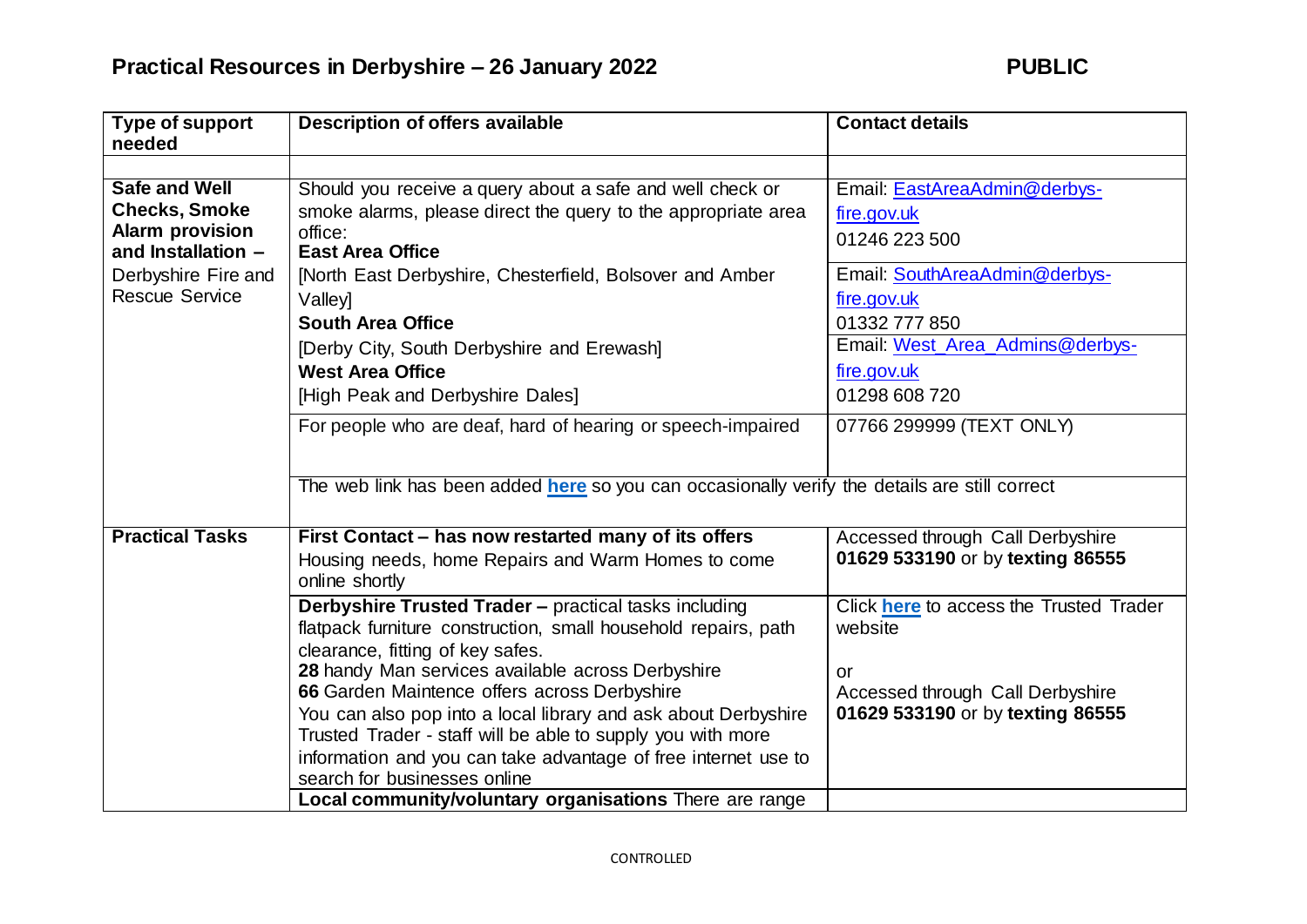# Practical Resources in Derbyshire – 26 January 2022

**PUBLIC**

| Type of support needed | Description of offers available | Contact details |
|---|---|---|
| | | |
| **Safe and Well Checks, Smoke Alarm provision and Installation –** Derbyshire Fire and Rescue Service | Should you receive a query about a safe and well check or smoke alarms, please direct the query to the appropriate area office:<br>**East Area Office**<br>[North East Derbyshire, Chesterfield, Bolsover and Amber Valley] | Email: EastAreaAdmin@derbys-fire.gov.uk<br>01246 223 500 |
| | **South Area Office**<br>[Derby City, South Derbyshire and Erewash] | Email: SouthAreaAdmin@derbys-fire.gov.uk<br>01332 777 850 |
| | **West Area Office**<br>[High Peak and Derbyshire Dales] | Email: West_Area_Admins@derbys-fire.gov.uk<br>01298 608 720 |
| | For people who are deaf, hard of hearing or speech-impaired | 07766 299999 (TEXT ONLY) |
| | The web link has been added **here** so you can occasionally verify the details are still correct | |
| **Practical Tasks** | **First Contact – has now restarted many of its offers**<br>Housing needs, home Repairs and Warm Homes to come online shortly | Accessed through Call Derbyshire **01629 533190** or by **texting 86555** |
| | **Derbyshire Trusted Trader –** practical tasks including flatpack furniture construction, small household repairs, path clearance, fitting of key safes.<br>**28** handy Man services available across Derbyshire<br>**66** Garden Maintence offers across Derbyshire<br>You can also pop into a local library and ask about Derbyshire Trusted Trader - staff will be able to supply you with more information and you can take advantage of free internet use to search for businesses online | Click **here** to access the Trusted Trader website<br><br>or<br>Accessed through Call Derbyshire **01629 533190** or by **texting 86555** |
| | **Local community/voluntary organisations** There are range | |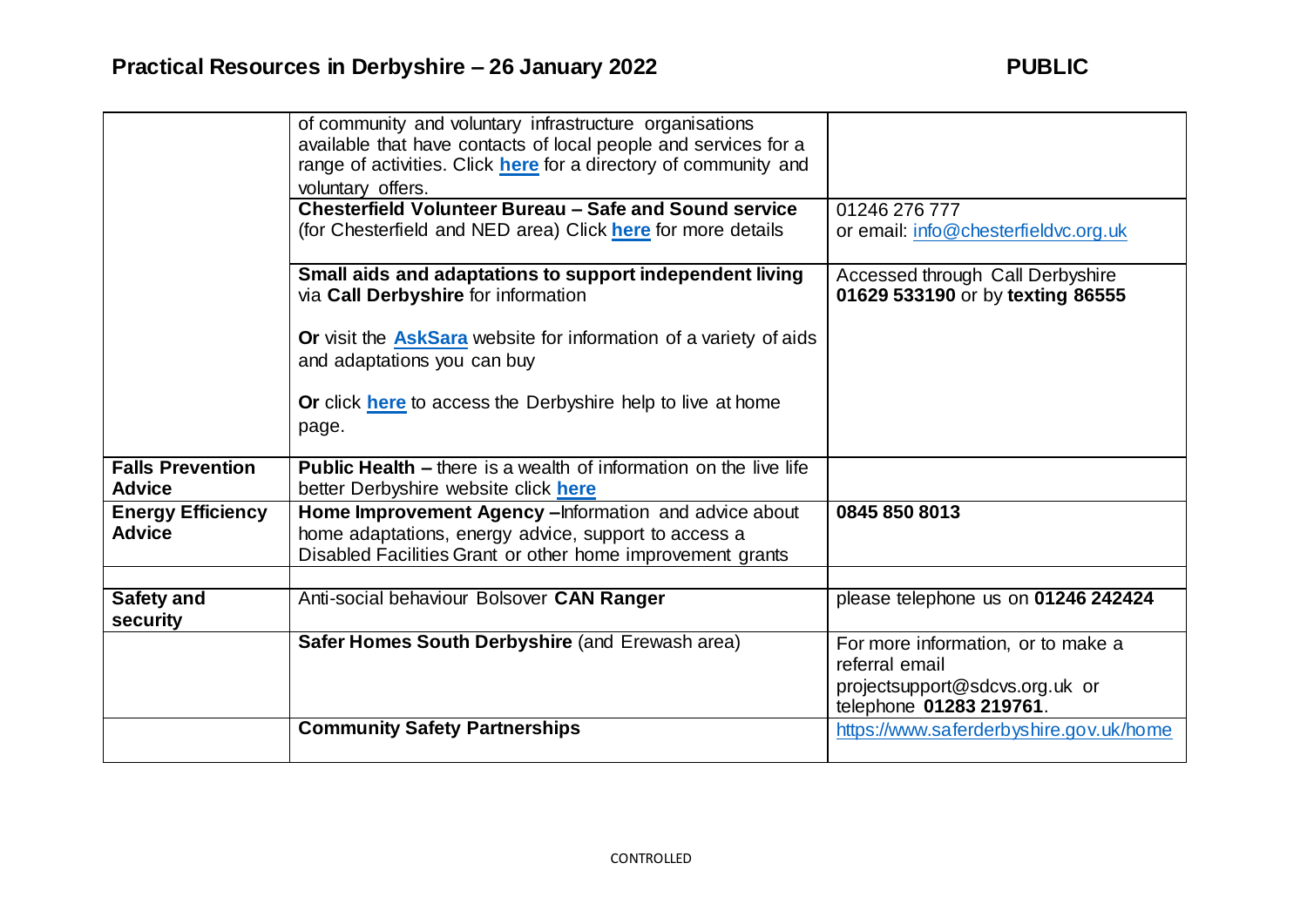| | | |
|---|---|---|
| | of community and voluntary infrastructure organisations available that have contacts of local people and services for a range of activities. Click **here** for a directory of community and voluntary offers. | |
| | **Chesterfield Volunteer Bureau – Safe and Sound service** (for Chesterfield and NED area) Click **here** for more details | 01246 276 777 or email: info@chesterfieldvc.org.uk |
| | **Small aids and adaptations to support independent living** via **Call Derbyshire** for information<br><br>**Or** visit the **AskSara** website for information of a variety of aids and adaptations you can buy<br><br>**Or** click **here** to access the Derbyshire help to live at home page. | Accessed through Call Derbyshire **01629 533190** or by **texting 86555** |
| **Falls Prevention Advice** | **Public Health –** there is a wealth of information on the live life better Derbyshire website click **here** | |
| **Energy Efficiency Advice** | **Home Improvement Agency –** Information and advice about home adaptations, energy advice, support to access a Disabled Facilities Grant or other home improvement grants | **0845 850 8013** |
| | | |
| **Safety and security** | Anti-social behaviour Bolsover **CAN Ranger** | please telephone us on **01246 242424** |
| | **Safer Homes South Derbyshire** (and Erewash area) | For more information, or to make a referral email projectsupport@sdcvs.org.uk or telephone **01283 219761**. |
| | **Community Safety Partnerships** | https://www.saferderbyshire.gov.uk/home |